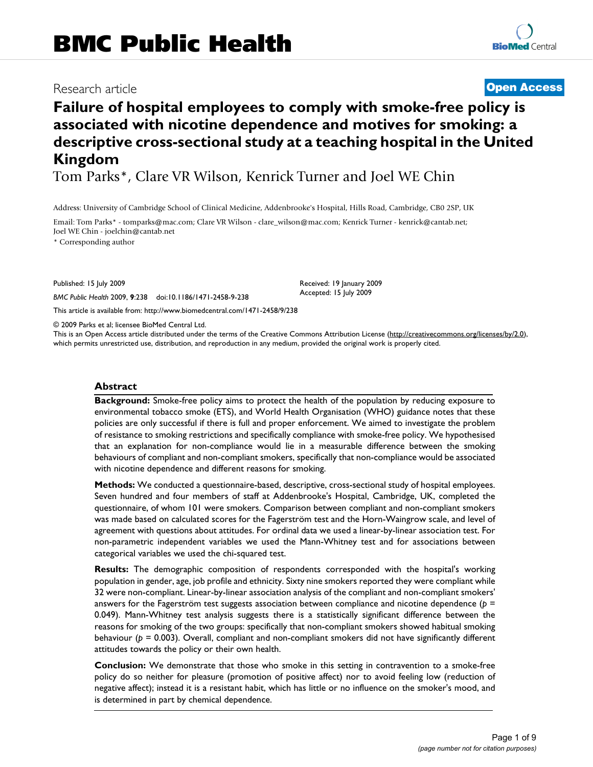# BMC Public Health

Research article

**Open Access**

# Failure of hospital employees to comply with smoke-free policy is associated with nicotine dependence and motives for smoking: a descriptive cross-sectional study at a teaching hospital in the United Kingdom

Tom Parks*, Clare VR Wilson, Kenrick Turner and Joel WE Chin

Address: University of Cambridge School of Clinical Medicine, Addenbrooke's Hospital, Hills Road, Cambridge, CB0 2SP, UK

Email: Tom Parks* - tomparks@mac.com; Clare VR Wilson - clare_wilson@mac.com; Kenrick Turner - kenrick@cantab.net; Joel WE Chin - joelchin@cantab.net

* Corresponding author

Published: 15 July 2009

*BMC Public Health* 2009, **9**:238 doi:10.1186/1471-2458-9-238

Received: 19 January 2009
Accepted: 15 July 2009

This article is available from: http://www.biomedcentral.com/1471-2458/9/238

© 2009 Parks et al; licensee BioMed Central Ltd.

This is an Open Access article distributed under the terms of the Creative Commons Attribution License (http://creativecommons.org/licenses/by/2.0), which permits unrestricted use, distribution, and reproduction in any medium, provided the original work is properly cited.

## Abstract

**Background:** Smoke-free policy aims to protect the health of the population by reducing exposure to environmental tobacco smoke (ETS), and World Health Organisation (WHO) guidance notes that these policies are only successful if there is full and proper enforcement. We aimed to investigate the problem of resistance to smoking restrictions and specifically compliance with smoke-free policy. We hypothesised that an explanation for non-compliance would lie in a measurable difference between the smoking behaviours of compliant and non-compliant smokers, specifically that non-compliance would be associated with nicotine dependence and different reasons for smoking.

**Methods:** We conducted a questionnaire-based, descriptive, cross-sectional study of hospital employees. Seven hundred and four members of staff at Addenbrooke's Hospital, Cambridge, UK, completed the questionnaire, of whom 101 were smokers. Comparison between compliant and non-compliant smokers was made based on calculated scores for the Fagerström test and the Horn-Waingrow scale, and level of agreement with questions about attitudes. For ordinal data we used a linear-by-linear association test. For non-parametric independent variables we used the Mann-Whitney test and for associations between categorical variables we used the chi-squared test.

**Results:** The demographic composition of respondents corresponded with the hospital's working population in gender, age, job profile and ethnicity. Sixty nine smokers reported they were compliant while 32 were non-compliant. Linear-by-linear association analysis of the compliant and non-compliant smokers' answers for the Fagerström test suggests association between compliance and nicotine dependence ($p = 0.049$). Mann-Whitney test analysis suggests there is a statistically significant difference between the reasons for smoking of the two groups: specifically that non-compliant smokers showed habitual smoking behaviour ($p = 0.003$). Overall, compliant and non-compliant smokers did not have significantly different attitudes towards the policy or their own health.

**Conclusion:** We demonstrate that those who smoke in this setting in contravention to a smoke-free policy do so neither for pleasure (promotion of positive affect) nor to avoid feeling low (reduction of negative affect); instead it is a resistant habit, which has little or no influence on the smoker's mood, and is determined in part by chemical dependence.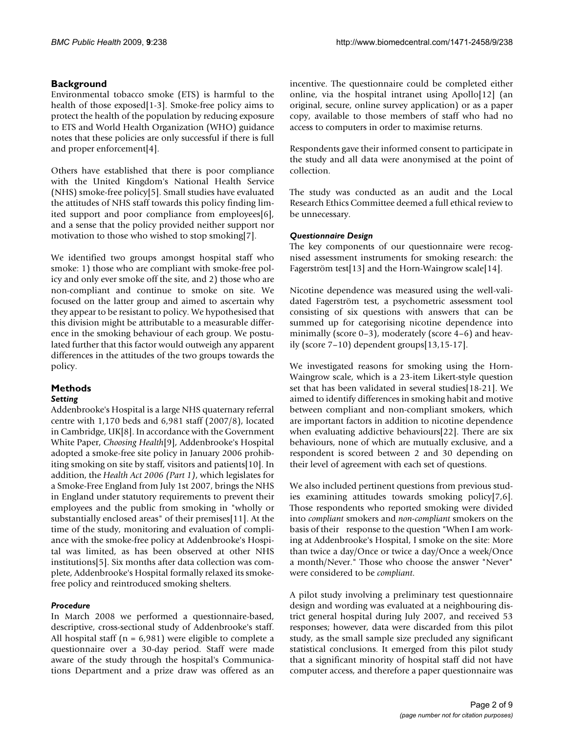## Background

Environmental tobacco smoke (ETS) is harmful to the health of those exposed[1-3]. Smoke-free policy aims to protect the health of the population by reducing exposure to ETS and World Health Organization (WHO) guidance notes that these policies are only successful if there is full and proper enforcement[4].

Others have established that there is poor compliance with the United Kingdom's National Health Service (NHS) smoke-free policy[5]. Small studies have evaluated the attitudes of NHS staff towards this policy finding limited support and poor compliance from employees[6], and a sense that the policy provided neither support nor motivation to those who wished to stop smoking[7].

We identified two groups amongst hospital staff who smoke: 1) those who are compliant with smoke-free policy and only ever smoke off the site, and 2) those who are non-compliant and continue to smoke on site. We focused on the latter group and aimed to ascertain why they appear to be resistant to policy. We hypothesised that this division might be attributable to a measurable difference in the smoking behaviour of each group. We postulated further that this factor would outweigh any apparent differences in the attitudes of the two groups towards the policy.

## Methods

### *Setting*

Addenbrooke's Hospital is a large NHS quaternary referral centre with 1,170 beds and 6,981 staff (2007/8), located in Cambridge, UK[8]. In accordance with the Government White Paper, *Choosing Health*[9], Addenbrooke's Hospital adopted a smoke-free site policy in January 2006 prohibiting smoking on site by staff, visitors and patients[10]. In addition, the *Health Act 2006 (Part 1)*, which legislates for a Smoke-Free England from July 1st 2007, brings the NHS in England under statutory requirements to prevent their employees and the public from smoking in "wholly or substantially enclosed areas" of their premises[11]. At the time of the study, monitoring and evaluation of compliance with the smoke-free policy at Addenbrooke's Hospital was limited, as has been observed at other NHS institutions[5]. Six months after data collection was complete, Addenbrooke's Hospital formally relaxed its smoke-free policy and reintroduced smoking shelters.

### *Procedure*

In March 2008 we performed a questionnaire-based, descriptive, cross-sectional study of Addenbrooke's staff. All hospital staff (n = 6,981) were eligible to complete a questionnaire over a 30-day period. Staff were made aware of the study through the hospital's Communications Department and a prize draw was offered as an incentive. The questionnaire could be completed either online, via the hospital intranet using Apollo[12] (an original, secure, online survey application) or as a paper copy, available to those members of staff who had no access to computers in order to maximise returns.

Respondents gave their informed consent to participate in the study and all data were anonymised at the point of collection.

The study was conducted as an audit and the Local Research Ethics Committee deemed a full ethical review to be unnecessary.

### *Questionnaire Design*

The key components of our questionnaire were recognised assessment instruments for smoking research: the Fagerström test[13] and the Horn-Waingrow scale[14].

Nicotine dependence was measured using the well-validated Fagerström test, a psychometric assessment tool consisting of six questions with answers that can be summed up for categorising nicotine dependence into minimally (score 0–3), moderately (score 4–6) and heavily (score 7–10) dependent groups[13,15-17].

We investigated reasons for smoking using the Horn-Waingrow scale, which is a 23-item Likert-style question set that has been validated in several studies[18-21]. We aimed to identify differences in smoking habit and motive between compliant and non-compliant smokers, which are important factors in addition to nicotine dependence when evaluating addictive behaviours[22]. There are six behaviours, none of which are mutually exclusive, and a respondent is scored between 2 and 30 depending on their level of agreement with each set of questions.

We also included pertinent questions from previous studies examining attitudes towards smoking policy[7,6]. Those respondents who reported smoking were divided into *compliant* smokers and *non-compliant* smokers on the basis of their response to the question "When I am working at Addenbrooke's Hospital, I smoke on the site: More than twice a day/Once or twice a day/Once a week/Once a month/Never." Those who choose the answer "Never" were considered to be *compliant*.

A pilot study involving a preliminary test questionnaire design and wording was evaluated at a neighbouring district general hospital during July 2007, and received 53 responses; however, data were discarded from this pilot study, as the small sample size precluded any significant statistical conclusions. It emerged from this pilot study that a significant minority of hospital staff did not have computer access, and therefore a paper questionnaire was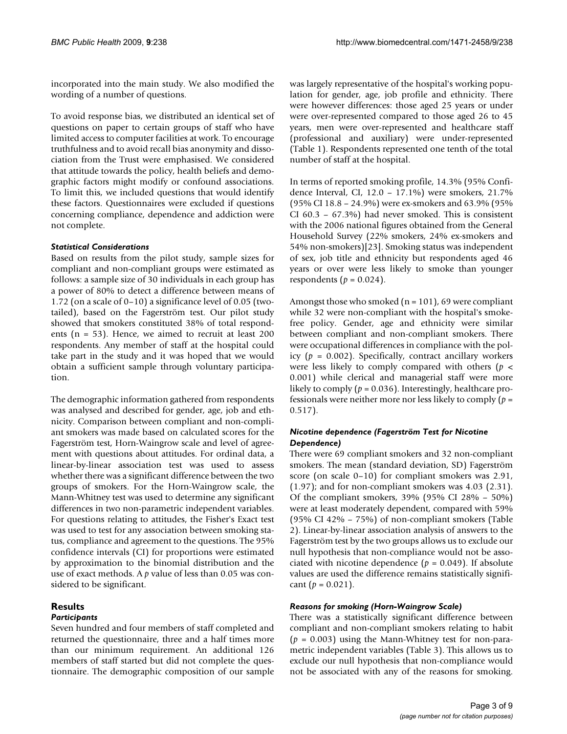incorporated into the main study. We also modified the wording of a number of questions.

To avoid response bias, we distributed an identical set of questions on paper to certain groups of staff who have limited access to computer facilities at work. To encourage truthfulness and to avoid recall bias anonymity and dissociation from the Trust were emphasised. We considered that attitude towards the policy, health beliefs and demographic factors might modify or confound associations. To limit this, we included questions that would identify these factors. Questionnaires were excluded if questions concerning compliance, dependence and addiction were not complete.

### *Statistical Considerations*

Based on results from the pilot study, sample sizes for compliant and non-compliant groups were estimated as follows: a sample size of 30 individuals in each group has a power of 80% to detect a difference between means of 1.72 (on a scale of 0–10) a significance level of 0.05 (two-tailed), based on the Fagerström test. Our pilot study showed that smokers constituted 38% of total respondents (n = 53). Hence, we aimed to recruit at least 200 respondents. Any member of staff at the hospital could take part in the study and it was hoped that we would obtain a sufficient sample through voluntary participation.

The demographic information gathered from respondents was analysed and described for gender, age, job and ethnicity. Comparison between compliant and non-compliant smokers was made based on calculated scores for the Fagerström test, Horn-Waingrow scale and level of agreement with questions about attitudes. For ordinal data, a linear-by-linear association test was used to assess whether there was a significant difference between the two groups of smokers. For the Horn-Waingrow scale, the Mann-Whitney test was used to determine any significant differences in two non-parametric independent variables. For questions relating to attitudes, the Fisher's Exact test was used to test for any association between smoking status, compliance and agreement to the questions. The 95% confidence intervals (CI) for proportions were estimated by approximation to the binomial distribution and the use of exact methods. A $p$ value of less than 0.05 was considered to be significant.

## Results

### *Participants*

Seven hundred and four members of staff completed and returned the questionnaire, three and a half times more than our minimum requirement. An additional 126 members of staff started but did not complete the questionnaire. The demographic composition of our sample was largely representative of the hospital's working population for gender, age, job profile and ethnicity. There were however differences: those aged 25 years or under were over-represented compared to those aged 26 to 45 years, men were over-represented and healthcare staff (professional and auxiliary) were under-represented (Table 1). Respondents represented one tenth of the total number of staff at the hospital.

In terms of reported smoking profile, 14.3% (95% Confidence Interval, CI, 12.0 – 17.1%) were smokers, 21.7% (95% CI 18.8 – 24.9%) were ex-smokers and 63.9% (95% CI 60.3 – 67.3%) had never smoked. This is consistent with the 2006 national figures obtained from the General Household Survey (22% smokers, 24% ex-smokers and 54% non-smokers)[23]. Smoking status was independent of sex, job title and ethnicity but respondents aged 46 years or over were less likely to smoke than younger respondents ($p = 0.024$).

Amongst those who smoked (n = 101), 69 were compliant while 32 were non-compliant with the hospital's smoke-free policy. Gender, age and ethnicity were similar between compliant and non-compliant smokers. There were occupational differences in compliance with the policy ($p = 0.002$). Specifically, contract ancillary workers were less likely to comply compared with others ($p < 0.001$) while clerical and managerial staff were more likely to comply ($p = 0.036$). Interestingly, healthcare professionals were neither more nor less likely to comply ($p = 0.517$).

### *Nicotine dependence (Fagerström Test for Nicotine Dependence)*

There were 69 compliant smokers and 32 non-compliant smokers. The mean (standard deviation, SD) Fagerström score (on scale 0–10) for compliant smokers was 2.91, (1.97); and for non-compliant smokers was 4.03 (2.31). Of the compliant smokers, 39% (95% CI 28% – 50%) were at least moderately dependent, compared with 59% (95% CI 42% – 75%) of non-compliant smokers (Table 2). Linear-by-linear association analysis of answers to the Fagerström test by the two groups allows us to exclude our null hypothesis that non-compliance would not be associated with nicotine dependence ($p = 0.049$). If absolute values are used the difference remains statistically significant ($p = 0.021$).

### *Reasons for smoking (Horn-Waingrow Scale)*

There was a statistically significant difference between compliant and non-compliant smokers relating to habit ($p = 0.003$) using the Mann-Whitney test for non-parametric independent variables (Table 3). This allows us to exclude our null hypothesis that non-compliance would not be associated with any of the reasons for smoking.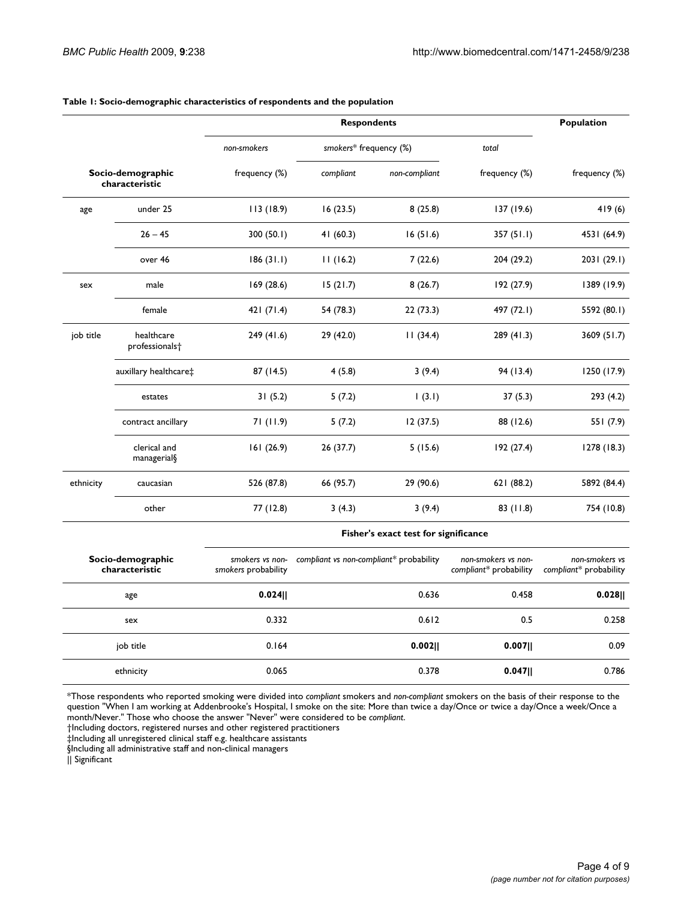**Table 1: Socio-demographic characteristics of respondents and the population**

| Socio-demographic characteristic | | Respondents | | | | Population |
|---|---|---|---|---|---|---|
| | | *non-smokers* | *smokers** frequency (%) | | *total* | |
| | | frequency (%) | *compliant* | *non-compliant* | frequency (%) | frequency (%) |
| age | under 25 | 113 (18.9) | 16 (23.5) | 8 (25.8) | 137 (19.6) | 419 (6) |
| | 26 – 45 | 300 (50.1) | 41 (60.3) | 16 (51.6) | 357 (51.1) | 4531 (64.9) |
| | over 46 | 186 (31.1) | 11 (16.2) | 7 (22.6) | 204 (29.2) | 2031 (29.1) |
| sex | male | 169 (28.6) | 15 (21.7) | 8 (26.7) | 192 (27.9) | 1389 (19.9) |
| | female | 421 (71.4) | 54 (78.3) | 22 (73.3) | 497 (72.1) | 5592 (80.1) |
| job title | healthcare professionals† | 249 (41.6) | 29 (42.0) | 11 (34.4) | 289 (41.3) | 3609 (51.7) |
| | auxillary healthcare‡ | 87 (14.5) | 4 (5.8) | 3 (9.4) | 94 (13.4) | 1250 (17.9) |
| | estates | 31 (5.2) | 5 (7.2) | 1 (3.1) | 37 (5.3) | 293 (4.2) |
| | contract ancillary | 71 (11.9) | 5 (7.2) | 12 (37.5) | 88 (12.6) | 551 (7.9) |
| | clerical and managerial§ | 161 (26.9) | 26 (37.7) | 5 (15.6) | 192 (27.4) | 1278 (18.3) |
| ethnicity | caucasian | 526 (87.8) | 66 (95.7) | 29 (90.6) | 621 (88.2) | 5892 (84.4) |
| | other | 77 (12.8) | 3 (4.3) | 3 (9.4) | 83 (11.8) | 754 (10.8) |

| Socio-demographic characteristic | Fisher's exact test for significance | | | |
|---|---|---|---|---|
| | *smokers vs non-smokers* probability | *compliant vs non-compliant** probability | *non-smokers vs non-compliant** probability | *non-smokers vs compliant** probability |
| age | **0.024**‖ | 0.636 | 0.458 | **0.028**‖ |
| sex | 0.332 | 0.612 | 0.5 | 0.258 |
| job title | 0.164 | **0.002**‖ | **0.007**‖ | 0.09 |
| ethnicity | 0.065 | 0.378 | **0.047**‖ | 0.786 |

*Those respondents who reported smoking were divided into *compliant* smokers and *non-compliant* smokers on the basis of their response to the question "When I am working at Addenbrooke's Hospital, I smoke on the site: More than twice a day/Once or twice a day/Once a week/Once a month/Never." Those who choose the answer "Never" were considered to be *compliant*.

†Including doctors, registered nurses and other registered practitioners

‡Including all unregistered clinical staff e.g. healthcare assistants

§Including all administrative staff and non-clinical managers

‖ Significant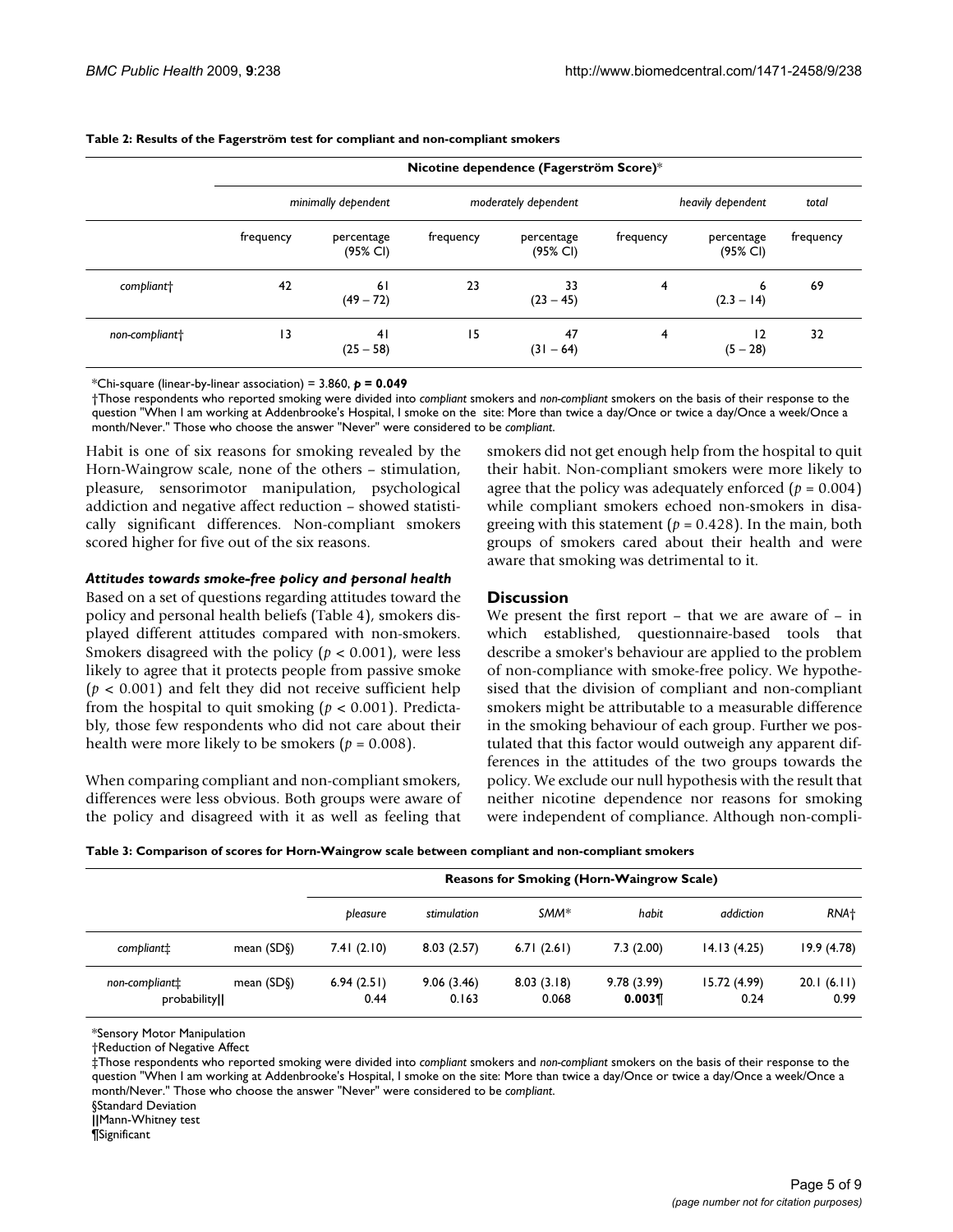**Table 2: Results of the Fagerström test for compliant and non-compliant smokers**

| | Nicotine dependence (Fagerström Score)* | | | | | | |
|---|---|---|---|---|---|---|---|
| | *minimally dependent* | | *moderately dependent* | | *heavily dependent* | | *total* |
| | frequency | percentage (95% CI) | frequency | percentage (95% CI) | frequency | percentage (95% CI) | frequency |
| *compliant*† | 42 | 61 (49 – 72) | 23 | 33 (23 – 45) | 4 | 6 (2.3 – 14) | 69 |
| *non-compliant*† | 13 | 41 (25 – 58) | 15 | 47 (31 – 64) | 4 | 12 (5 – 28) | 32 |

*Chi-square (linear-by-linear association) = 3.860, $p$ **= 0.049**

†Those respondents who reported smoking were divided into *compliant* smokers and *non-compliant* smokers on the basis of their response to the question "When I am working at Addenbrooke's Hospital, I smoke on the site: More than twice a day/Once or twice a day/Once a week/Once a month/Never." Those who choose the answer "Never" were considered to be *compliant*.

Habit is one of six reasons for smoking revealed by the Horn-Waingrow scale, none of the others – stimulation, pleasure, sensorimotor manipulation, psychological addiction and negative affect reduction – showed statistically significant differences. Non-compliant smokers scored higher for five out of the six reasons.

### *Attitudes towards smoke-free policy and personal health*

Based on a set of questions regarding attitudes toward the policy and personal health beliefs (Table 4), smokers displayed different attitudes compared with non-smokers. Smokers disagreed with the policy ($p < 0.001$), were less likely to agree that it protects people from passive smoke ($p < 0.001$) and felt they did not receive sufficient help from the hospital to quit smoking ($p < 0.001$). Predictably, those few respondents who did not care about their health were more likely to be smokers ($p = 0.008$).

When comparing compliant and non-compliant smokers, differences were less obvious. Both groups were aware of the policy and disagreed with it as well as feeling that smokers did not get enough help from the hospital to quit their habit. Non-compliant smokers were more likely to agree that the policy was adequately enforced ($p = 0.004$) while compliant smokers echoed non-smokers in disagreeing with this statement ($p = 0.428$). In the main, both groups of smokers cared about their health and were aware that smoking was detrimental to it.

## Discussion

We present the first report – that we are aware of – in which established, questionnaire-based tools that describe a smoker's behaviour are applied to the problem of non-compliance with smoke-free policy. We hypothesised that the division of compliant and non-compliant smokers might be attributable to a measurable difference in the smoking behaviour of each group. Further we postulated that this factor would outweigh any apparent differences in the attitudes of the two groups towards the policy. We exclude our null hypothesis with the result that neither nicotine dependence nor reasons for smoking were independent of compliance. Although non-compli-

**Table 3: Comparison of scores for Horn-Waingrow scale between compliant and non-compliant smokers**

| | | Reasons for Smoking (Horn-Waingrow Scale) | | | | | |
|---|---|---|---|---|---|---|---|
| | | *pleasure* | *stimulation* | *SMM** | *habit* | *addiction* | *RNA*† |
| *compliant*‡ | mean (SD§) | 7.41 (2.10) | 8.03 (2.57) | 6.71 (2.61) | 7.3 (2.00) | 14.13 (4.25) | 19.9 (4.78) |
| *non-compliant*‡ | mean (SD§) | 6.94 (2.51) | 9.06 (3.46) | 8.03 (3.18) | 9.78 (3.99) | 15.72 (4.99) | 20.1 (6.11) |
| probability‖ | | 0.44 | 0.163 | 0.068 | **0.003**¶ | 0.24 | 0.99 |

*Sensory Motor Manipulation

†Reduction of Negative Affect

‡Those respondents who reported smoking were divided into *compliant* smokers and *non-compliant* smokers on the basis of their response to the question "When I am working at Addenbrooke's Hospital, I smoke on the site: More than twice a day/Once or twice a day/Once a week/Once a month/Never." Those who choose the answer "Never" were considered to be *compliant*.

§Standard Deviation

‖Mann-Whitney test

¶Significant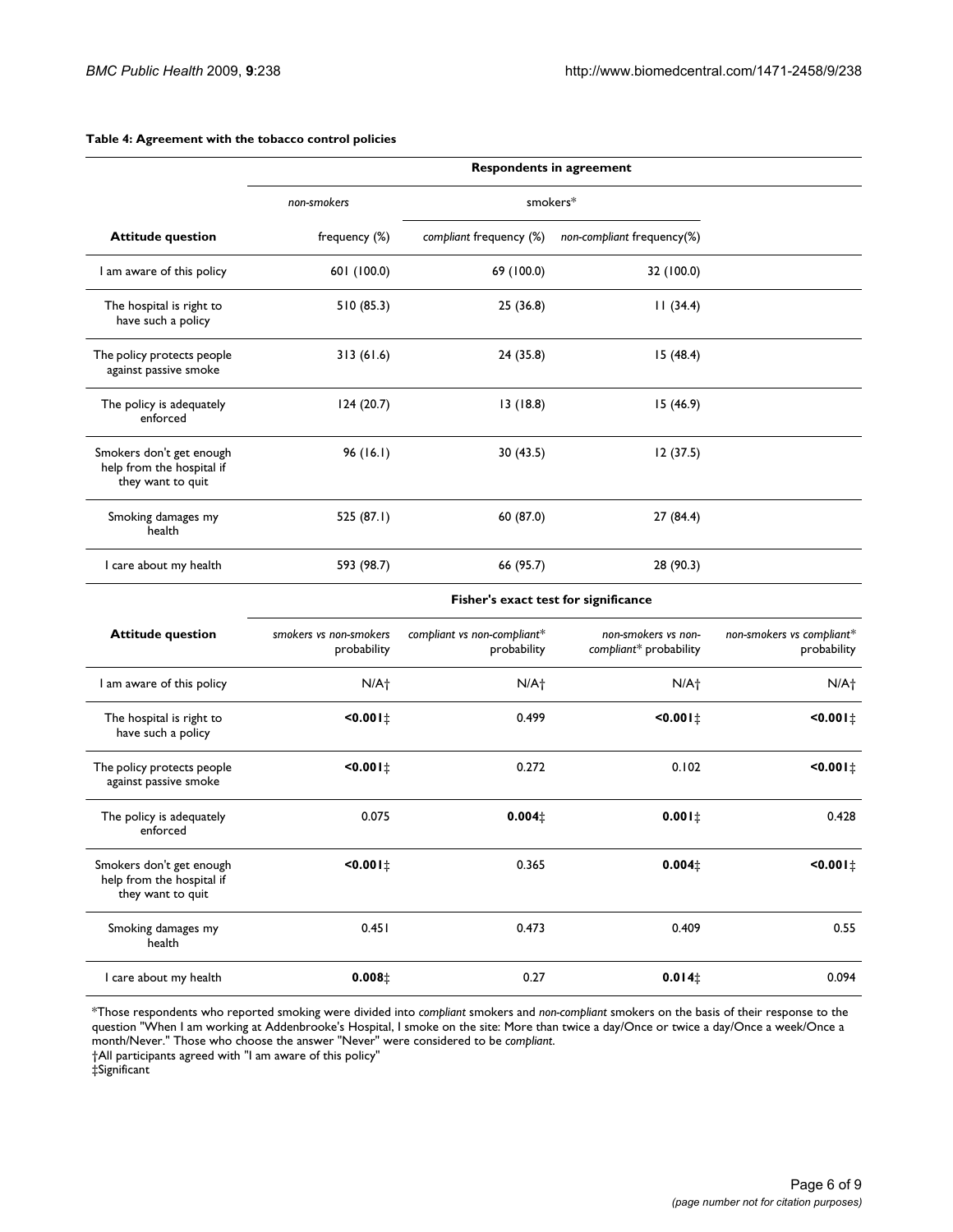**Table 4: Agreement with the tobacco control policies**

| | Respondents in agreement | | | |
|---|---|---|---|---|
| | *non-smokers* | smokers* | | |
| **Attitude question** | frequency (%) | *compliant* frequency (%) | *non-compliant* frequency(%) | |
| I am aware of this policy | 601 (100.0) | 69 (100.0) | 32 (100.0) | |
| The hospital is right to have such a policy | 510 (85.3) | 25 (36.8) | 11 (34.4) | |
| The policy protects people against passive smoke | 313 (61.6) | 24 (35.8) | 15 (48.4) | |
| The policy is adequately enforced | 124 (20.7) | 13 (18.8) | 15 (46.9) | |
| Smokers don't get enough help from the hospital if they want to quit | 96 (16.1) | 30 (43.5) | 12 (37.5) | |
| Smoking damages my health | 525 (87.1) | 60 (87.0) | 27 (84.4) | |
| I care about my health | 593 (98.7) | 66 (95.7) | 28 (90.3) | |
| | **Fisher's exact test for significance** | | | |
| **Attitude question** | *smokers vs non-smokers* probability | *compliant vs non-compliant** probability | *non-smokers vs non-compliant** probability | *non-smokers vs compliant** probability |
| I am aware of this policy | N/A† | N/A† | N/A† | N/A† |
| The hospital is right to have such a policy | **<0.001**‡ | 0.499 | **<0.001**‡ | **<0.001**‡ |
| The policy protects people against passive smoke | **<0.001**‡ | 0.272 | 0.102 | **<0.001**‡ |
| The policy is adequately enforced | 0.075 | **0.004**‡ | **0.001**‡ | 0.428 |
| Smokers don't get enough help from the hospital if they want to quit | **<0.001**‡ | 0.365 | **0.004**‡ | **<0.001**‡ |
| Smoking damages my health | 0.451 | 0.473 | 0.409 | 0.55 |
| I care about my health | **0.008**‡ | 0.27 | **0.014**‡ | 0.094 |

*Those respondents who reported smoking were divided into *compliant* smokers and *non-compliant* smokers on the basis of their response to the question "When I am working at Addenbrooke's Hospital, I smoke on the site: More than twice a day/Once or twice a day/Once a week/Once a month/Never." Those who choose the answer "Never" were considered to be *compliant*.
†All participants agreed with "I am aware of this policy"
‡Significant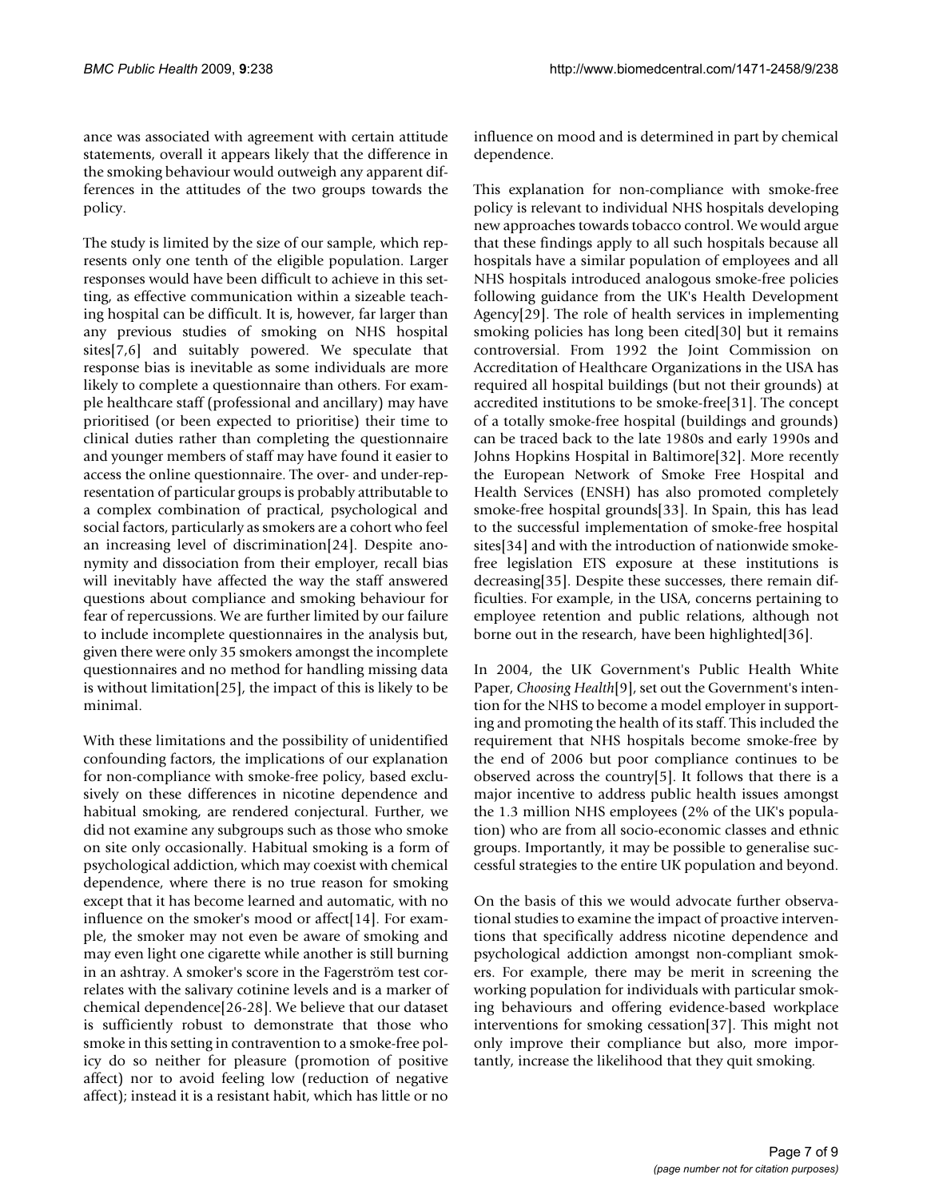ance was associated with agreement with certain attitude statements, overall it appears likely that the difference in the smoking behaviour would outweigh any apparent differences in the attitudes of the two groups towards the policy.

The study is limited by the size of our sample, which represents only one tenth of the eligible population. Larger responses would have been difficult to achieve in this setting, as effective communication within a sizeable teaching hospital can be difficult. It is, however, far larger than any previous studies of smoking on NHS hospital sites[7,6] and suitably powered. We speculate that response bias is inevitable as some individuals are more likely to complete a questionnaire than others. For example healthcare staff (professional and ancillary) may have prioritised (or been expected to prioritise) their time to clinical duties rather than completing the questionnaire and younger members of staff may have found it easier to access the online questionnaire. The over- and under-representation of particular groups is probably attributable to a complex combination of practical, psychological and social factors, particularly as smokers are a cohort who feel an increasing level of discrimination[24]. Despite anonymity and dissociation from their employer, recall bias will inevitably have affected the way the staff answered questions about compliance and smoking behaviour for fear of repercussions. We are further limited by our failure to include incomplete questionnaires in the analysis but, given there were only 35 smokers amongst the incomplete questionnaires and no method for handling missing data is without limitation[25], the impact of this is likely to be minimal.

With these limitations and the possibility of unidentified confounding factors, the implications of our explanation for non-compliance with smoke-free policy, based exclusively on these differences in nicotine dependence and habitual smoking, are rendered conjectural. Further, we did not examine any subgroups such as those who smoke on site only occasionally. Habitual smoking is a form of psychological addiction, which may coexist with chemical dependence, where there is no true reason for smoking except that it has become learned and automatic, with no influence on the smoker's mood or affect[14]. For example, the smoker may not even be aware of smoking and may even light one cigarette while another is still burning in an ashtray. A smoker's score in the Fagerström test correlates with the salivary cotinine levels and is a marker of chemical dependence[26-28]. We believe that our dataset is sufficiently robust to demonstrate that those who smoke in this setting in contravention to a smoke-free policy do so neither for pleasure (promotion of positive affect) nor to avoid feeling low (reduction of negative affect); instead it is a resistant habit, which has little or no influence on mood and is determined in part by chemical dependence.

This explanation for non-compliance with smoke-free policy is relevant to individual NHS hospitals developing new approaches towards tobacco control. We would argue that these findings apply to all such hospitals because all hospitals have a similar population of employees and all NHS hospitals introduced analogous smoke-free policies following guidance from the UK's Health Development Agency[29]. The role of health services in implementing smoking policies has long been cited[30] but it remains controversial. From 1992 the Joint Commission on Accreditation of Healthcare Organizations in the USA has required all hospital buildings (but not their grounds) at accredited institutions to be smoke-free[31]. The concept of a totally smoke-free hospital (buildings and grounds) can be traced back to the late 1980s and early 1990s and Johns Hopkins Hospital in Baltimore[32]. More recently the European Network of Smoke Free Hospital and Health Services (ENSH) has also promoted completely smoke-free hospital grounds[33]. In Spain, this has lead to the successful implementation of smoke-free hospital sites[34] and with the introduction of nationwide smoke-free legislation ETS exposure at these institutions is decreasing[35]. Despite these successes, there remain difficulties. For example, in the USA, concerns pertaining to employee retention and public relations, although not borne out in the research, have been highlighted[36].

In 2004, the UK Government's Public Health White Paper, *Choosing Health*[9], set out the Government's intention for the NHS to become a model employer in supporting and promoting the health of its staff. This included the requirement that NHS hospitals become smoke-free by the end of 2006 but poor compliance continues to be observed across the country[5]. It follows that there is a major incentive to address public health issues amongst the 1.3 million NHS employees (2% of the UK's population) who are from all socio-economic classes and ethnic groups. Importantly, it may be possible to generalise successful strategies to the entire UK population and beyond.

On the basis of this we would advocate further observational studies to examine the impact of proactive interventions that specifically address nicotine dependence and psychological addiction amongst non-compliant smokers. For example, there may be merit in screening the working population for individuals with particular smoking behaviours and offering evidence-based workplace interventions for smoking cessation[37]. This might not only improve their compliance but also, more importantly, increase the likelihood that they quit smoking.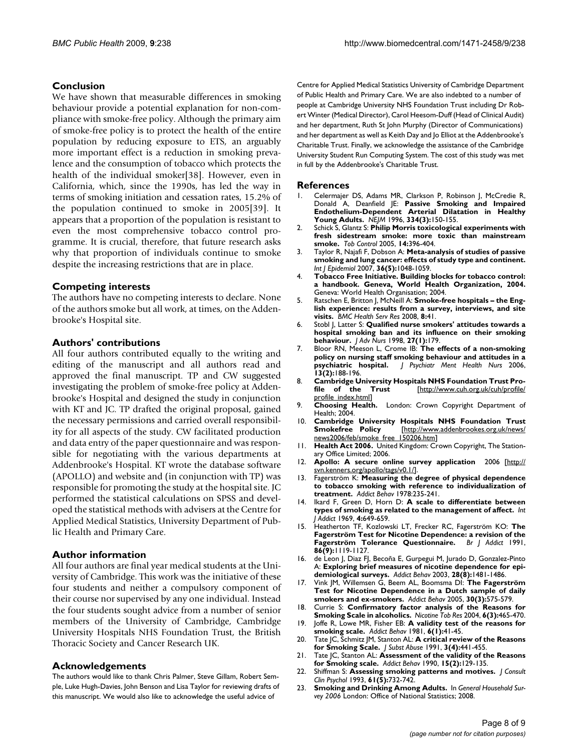## Conclusion

We have shown that measurable differences in smoking behaviour provide a potential explanation for non-compliance with smoke-free policy. Although the primary aim of smoke-free policy is to protect the health of the entire population by reducing exposure to ETS, an arguably more important effect is a reduction in smoking prevalence and the consumption of tobacco which protects the health of the individual smoker[38]. However, even in California, which, since the 1990s, has led the way in terms of smoking initiation and cessation rates, 15.2% of the population continued to smoke in 2005[39]. It appears that a proportion of the population is resistant to even the most comprehensive tobacco control programme. It is crucial, therefore, that future research asks why that proportion of individuals continue to smoke despite the increasing restrictions that are in place.

## Competing interests

The authors have no competing interests to declare. None of the authors smoke but all work, at times, on the Addenbrooke's Hospital site.

## Authors' contributions

All four authors contributed equally to the writing and editing of the manuscript and all authors read and approved the final manuscript. TP and CW suggested investigating the problem of smoke-free policy at Addenbrooke's Hospital and designed the study in conjunction with KT and JC. TP drafted the original proposal, gained the necessary permissions and carried overall responsibility for all aspects of the study. CW facilitated production and data entry of the paper questionnaire and was responsible for negotiating with the various departments at Addenbrooke's Hospital. KT wrote the database software (APOLLO) and website and (in conjunction with TP) was responsible for promoting the study at the hospital site. JC performed the statistical calculations on SPSS and developed the statistical methods with advisers at the Centre for Applied Medical Statistics, University Department of Public Health and Primary Care.

## Author information

All four authors are final year medical students at the University of Cambridge. This work was the initiative of these four students and neither a compulsory component of their course nor supervised by any one individual. Instead the four students sought advice from a number of senior members of the University of Cambridge, Cambridge University Hospitals NHS Foundation Trust, the British Thoracic Society and Cancer Research UK.

## Acknowledgements

The authors would like to thank Chris Palmer, Steve Gillam, Robert Semple, Luke Hugh-Davies, John Benson and Lisa Taylor for reviewing drafts of this manuscript. We would also like to acknowledge the useful advice of Centre for Applied Medical Statistics University of Cambridge Department of Public Health and Primary Care. We are also indebted to a number of people at Cambridge University NHS Foundation Trust including Dr Robert Winter (Medical Director), Carol Heesom-Duff (Head of Clinical Audit) and her department, Ruth St John Murphy (Director of Communications) and her department as well as Keith Day and Jo Elliot at the Addenbrooke's Charitable Trust. Finally, we acknowledge the assistance of the Cambridge University Student Run Computing System. The cost of this study was met in full by the Addenbrooke's Charitable Trust.

## References

1. Celermajer DS, Adams MR, Clarkson P, Robinson J, McCredie R, Donald A, Deanfield JE: **Passive Smoking and Impaired Endothelium-Dependent Arterial Dilatation in Healthy Young Adults.** *NEJM* 1996, **334(3):**150-155.
2. Schick S, Glantz S: **Philip Morris toxicological experiments with fresh sidestream smoke: more toxic than mainstream smoke.** *Tob Control* 2005, **14:**396-404.
3. Taylor R, Najafi F, Dobson A: **Meta-analysis of studies of passive smoking and lung cancer: effects of study type and continent.** *Int J Epidemiol* 2007, **36(5):**1048-1059.
4. **Tobacco Free Initiative. Building blocks for tobacco control: a handbook. Geneva, World Health Organization, 2004.** Geneva: World Health Organisation; 2004.
5. Ratschen E, Britton J, McNeill A: **Smoke-free hospitals – the English experience: results from a survey, interviews, and site visits.** *BMC Health Serv Res* 2008, **8:**41.
6. Stobl J, Latter S: **Qualified nurse smokers' attitudes towards a hospital smoking ban and its influence on their smoking behaviour.** *J Adv Nurs* 1998, **27(1):**179.
7. Bloor RN, Meeson L, Crome IB: **The effects of a non-smoking policy on nursing staff smoking behaviour and attitudes in a psychiatric hospital.** *J Psychiatr Ment Health Nurs* 2006, **13(2):**188-196.
8. **Cambridge University Hospitals NHS Foundation Trust Profile of the Trust** [http://www.cuh.org.uk/cuh/profile/profile_index.html]
9. **Choosing Health.** London: Crown Copyright Department of Health; 2004.
10. **Cambridge University Hospitals NHS Foundation Trust Smokefree Policy** [http://www.addenbrookes.org.uk/news/news2006/feb/smoke_free_150206.htm]
11. **Health Act 2006.** United Kingdom: Crown Copyright, The Stationary Office Limited; 2006.
12. **Apollo: A secure online survey application** 2006 [http://svn.kenners.org/apollo/tags/v0.1/].
13. Fagerström K: **Measuring the degree of physical dependence to tobacco smoking with reference to individualization of treatment.** *Addict Behav* 1978:235-241.
14. Ikard F, Green D, Horn D: **A scale to differentiate between types of smoking as related to the management of affect.** *Int J Addict* 1969, **4:**649-659.
15. Heatherton TF, Kozlowski LT, Frecker RC, Fagerström KO: **The Fagerström Test for Nicotine Dependence: a revision of the Fagerström Tolerance Questionnaire.** *Br J Addict* 1991, **86(9):**1119-1127.
16. de Leon J, Diaz FJ, Becoña E, Gurpegui M, Jurado D, Gonzalez-Pinto A: **Exploring brief measures of nicotine dependence for epidemiological surveys.** *Addict Behav* 2003, **28(8):**1481-1486.
17. Vink JM, Willemsen G, Beem AL, Boomsma DI: **The Fagerström Test for Nicotine Dependence in a Dutch sample of daily smokers and ex-smokers.** *Addict Behav* 2005, **30(3):**575-579.
18. Currie S: **Confirmatory factor analysis of the Reasons for Smoking Scale in alcoholics.** *Nicotine Tob Res* 2004, **6(3):**465-470.
19. Joffe R, Lowe MR, Fisher EB: **A validity test of the reasons for smoking scale.** *Addict Behav* 1981, **6(1):**41-45.
20. Tate JC, Schmitz JM, Stanton AL: **A critical review of the Reasons for Smoking Scale.** *J Subst Abuse* 1991, **3(4):**441-455.
21. Tate JC, Stanton AL: **Assessment of the validity of the Reasons for Smoking Scale.** *Addict Behav* 1990, **15(2):**129-135.
22. Shiffman S: **Assessing smoking patterns and motives.** *J Consult Clin Psychol* 1993, **61(5):**732-742.
23. **Smoking and Drinking Among Adults.** In *General Household Survey 2006* London: Office of National Statistics; 2008.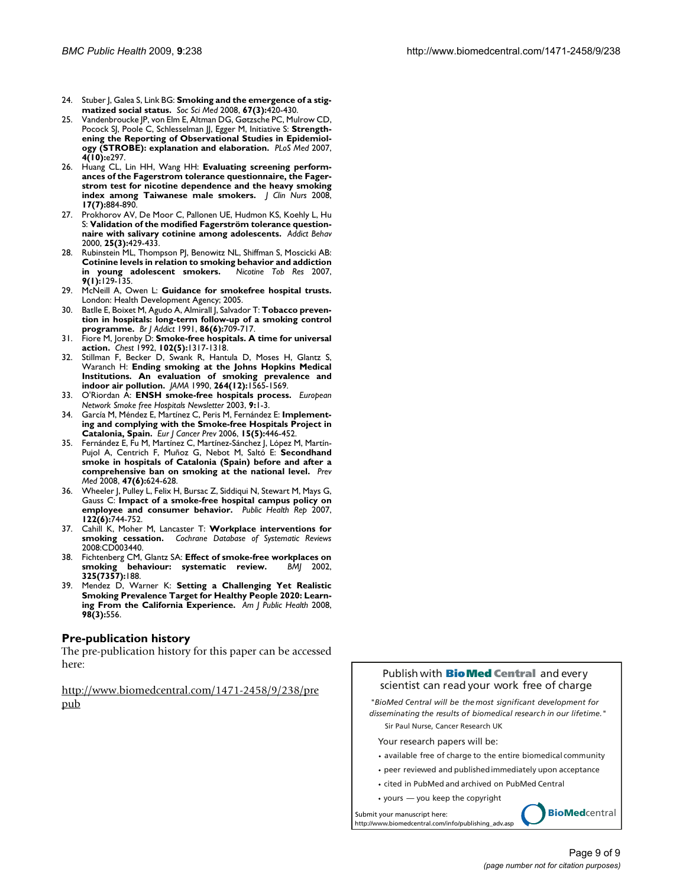24. Stuber J, Galea S, Link BG: **Smoking and the emergence of a stigmatized social status.** *Soc Sci Med* 2008, **67(3):**420-430.
25. Vandenbroucke JP, von Elm E, Altman DG, Gøtzsche PC, Mulrow CD, Pocock SJ, Poole C, Schlesselman JJ, Egger M, Initiative S: **Strengthening the Reporting of Observational Studies in Epidemiology (STROBE): explanation and elaboration.** *PLoS Med* 2007, **4(10):**e297.
26. Huang CL, Lin HH, Wang HH: **Evaluating screening performances of the Fagerstrom tolerance questionnaire, the Fagerstrom test for nicotine dependence and the heavy smoking index among Taiwanese male smokers.** *J Clin Nurs* 2008, **17(7):**884-890.
27. Prokhorov AV, De Moor C, Pallonen UE, Hudmon KS, Koehly L, Hu S: **Validation of the modified Fagerström tolerance questionnaire with salivary cotinine among adolescents.** *Addict Behav* 2000, **25(3):**429-433.
28. Rubinstein ML, Thompson PJ, Benowitz NL, Shiffman S, Moscicki AB: **Cotinine levels in relation to smoking behavior and addiction in young adolescent smokers.** *Nicotine Tob Res* 2007, **9(1):**129-135.
29. McNeill A, Owen L: **Guidance for smokefree hospital trusts.** London: Health Development Agency; 2005.
30. Batlle E, Boixet M, Agudo A, Almirall J, Salvador T: **Tobacco prevention in hospitals: long-term follow-up of a smoking control programme.** *Br J Addict* 1991, **86(6):**709-717.
31. Fiore M, Jorenby D: **Smoke-free hospitals. A time for universal action.** *Chest* 1992, **102(5):**1317-1318.
32. Stillman F, Becker D, Swank R, Hantula D, Moses H, Glantz S, Waranch H: **Ending smoking at the Johns Hopkins Medical Institutions. An evaluation of smoking prevalence and indoor air pollution.** *JAMA* 1990, **264(12):**1565-1569.
33. O'Riordan A: **ENSH smoke-free hospitals process.** *European Network Smoke free Hospitals Newsletter* 2003, **9:**1-3.
34. García M, Méndez E, Martínez C, Peris M, Fernández E: **Implementing and complying with the Smoke-free Hospitals Project in Catalonia, Spain.** *Eur J Cancer Prev* 2006, **15(5):**446-452.
35. Fernández E, Fu M, Martínez C, Martínez-Sánchez J, López M, Martín-Pujol A, Centrich F, Muñoz G, Nebot M, Saltó E: **Secondhand smoke in hospitals of Catalonia (Spain) before and after a comprehensive ban on smoking at the national level.** *Prev Med* 2008, **47(6):**624-628.
36. Wheeler J, Pulley L, Felix H, Bursac Z, Siddiqui N, Stewart M, Mays G, Gauss C: **Impact of a smoke-free hospital campus policy on employee and consumer behavior.** *Public Health Rep* 2007, **122(6):**744-752.
37. Cahill K, Moher M, Lancaster T: **Workplace interventions for smoking cessation.** *Cochrane Database of Systematic Reviews* 2008:CD003440.
38. Fichtenberg CM, Glantz SA: **Effect of smoke-free workplaces on smoking behaviour: systematic review.** *BMJ* 2002, **325(7357):**188.
39. Mendez D, Warner K: **Setting a Challenging Yet Realistic Smoking Prevalence Target for Healthy People 2020: Learning From the California Experience.** *Am J Public Health* 2008, **98(3):**556.

## Pre-publication history

The pre-publication history for this paper can be accessed here:

http://www.biomedcentral.com/1471-2458/9/238/prepub

Publish with **BioMed Central** and every scientist can read your work free of charge

*"BioMed Central will be the most significant development for disseminating the results of biomedical research in our lifetime."*

Sir Paul Nurse, Cancer Research UK

Your research papers will be:

- available free of charge to the entire biomedical community
- peer reviewed and published immediately upon acceptance
- cited in PubMed and archived on PubMed Central
- yours — you keep the copyright

Submit your manuscript here:
http://www.biomedcentral.com/info/publishing_adv.asp

**BioMed**central